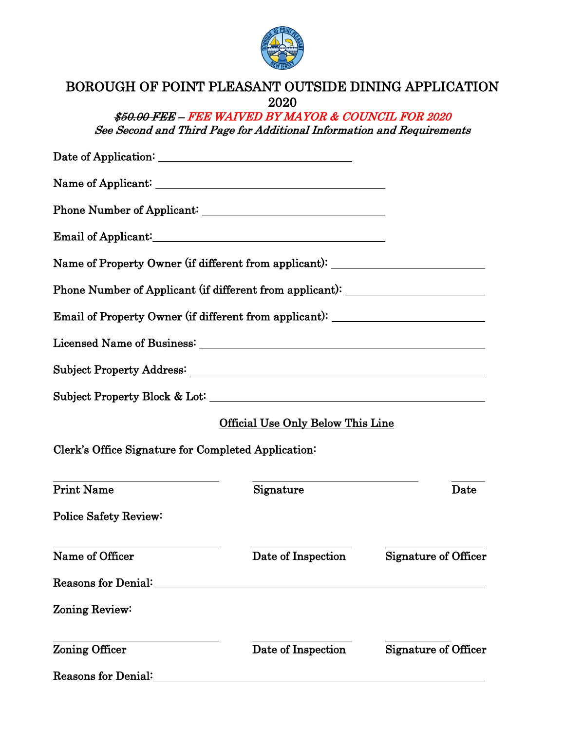# BOROUGH OF POINT PLEASANT OUTSIDE DINING APPLICATION 2020

*~~$50.00 FEE~~ – FEE WAIVED BY MAYOR & COUNCIL FOR 2020*

*See Second and Third Page for Additional Information and Requirements*

Date of Application: ______________________________

Name of Applicant: ______________________________

Phone Number of Applicant: ______________________________

Email of Applicant: ______________________________

Name of Property Owner (if different from applicant): ______________________________

Phone Number of Applicant (if different from applicant): ______________________________

Email of Property Owner (if different from applicant): ______________________________

Licensed Name of Business: ______________________________

Subject Property Address: ______________________________

Subject Property Block & Lot: ______________________________

Official Use Only Below This Line

Clerk's Office Signature for Completed Application:

| | | |
|---|---|---|
| ______________________ | ______________________ | ________ |
| Print Name | Signature | Date |

Police Safety Review:

| | | |
|---|---|---|
| ______________________ | ______________________ | ______________________ |
| Name of Officer | Date of Inspection | Signature of Officer |

Reasons for Denial: ______________________________

Zoning Review:

| | | |
|---|---|---|
| ______________________ | ______________________ | ______________________ |
| Zoning Officer | Date of Inspection | Signature of Officer |

Reasons for Denial: ______________________________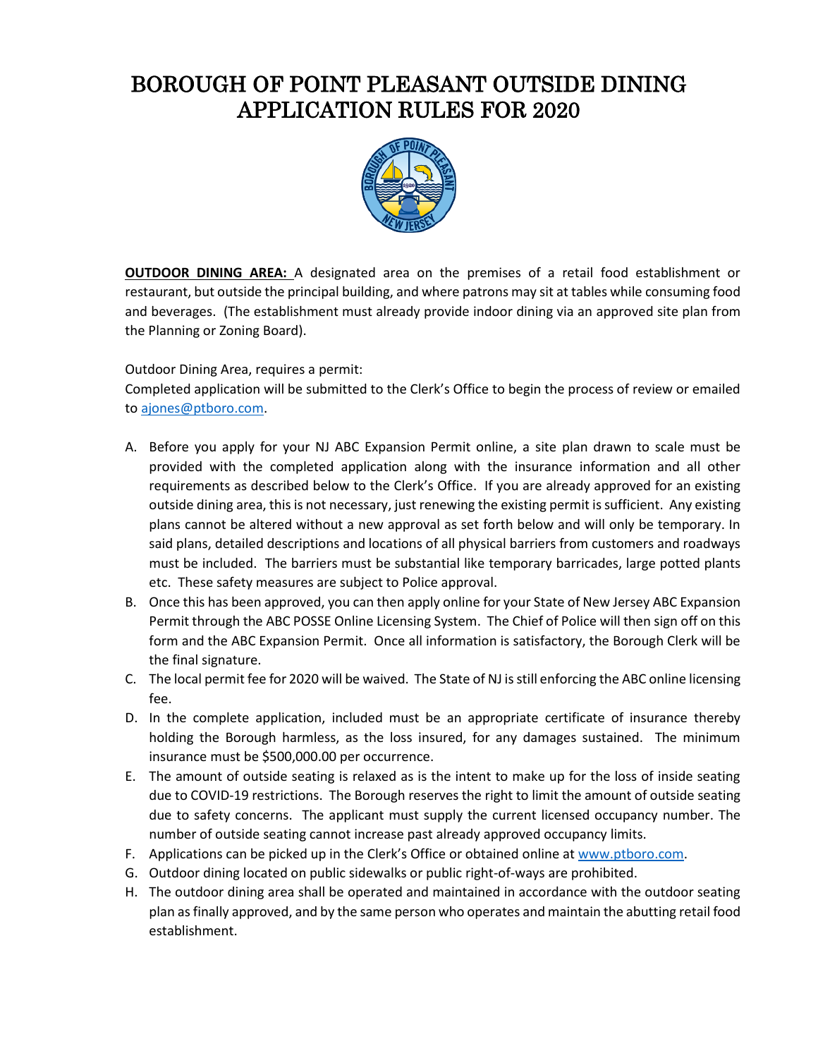# BOROUGH OF POINT PLEASANT OUTSIDE DINING APPLICATION RULES FOR 2020

**OUTDOOR DINING AREA:** A designated area on the premises of a retail food establishment or restaurant, but outside the principal building, and where patrons may sit at tables while consuming food and beverages. (The establishment must already provide indoor dining via an approved site plan from the Planning or Zoning Board).

Outdoor Dining Area, requires a permit:
Completed application will be submitted to the Clerk's Office to begin the process of review or emailed to ajones@ptboro.com.

A. Before you apply for your NJ ABC Expansion Permit online, a site plan drawn to scale must be provided with the completed application along with the insurance information and all other requirements as described below to the Clerk's Office. If you are already approved for an existing outside dining area, this is not necessary, just renewing the existing permit is sufficient. Any existing plans cannot be altered without a new approval as set forth below and will only be temporary. In said plans, detailed descriptions and locations of all physical barriers from customers and roadways must be included. The barriers must be substantial like temporary barricades, large potted plants etc. These safety measures are subject to Police approval.
B. Once this has been approved, you can then apply online for your State of New Jersey ABC Expansion Permit through the ABC POSSE Online Licensing System. The Chief of Police will then sign off on this form and the ABC Expansion Permit. Once all information is satisfactory, the Borough Clerk will be the final signature.
C. The local permit fee for 2020 will be waived. The State of NJ is still enforcing the ABC online licensing fee.
D. In the complete application, included must be an appropriate certificate of insurance thereby holding the Borough harmless, as the loss insured, for any damages sustained. The minimum insurance must be $500,000.00 per occurrence.
E. The amount of outside seating is relaxed as is the intent to make up for the loss of inside seating due to COVID-19 restrictions. The Borough reserves the right to limit the amount of outside seating due to safety concerns. The applicant must supply the current licensed occupancy number. The number of outside seating cannot increase past already approved occupancy limits.
F. Applications can be picked up in the Clerk's Office or obtained online at www.ptboro.com.
G. Outdoor dining located on public sidewalks or public right-of-ways are prohibited.
H. The outdoor dining area shall be operated and maintained in accordance with the outdoor seating plan as finally approved, and by the same person who operates and maintain the abutting retail food establishment.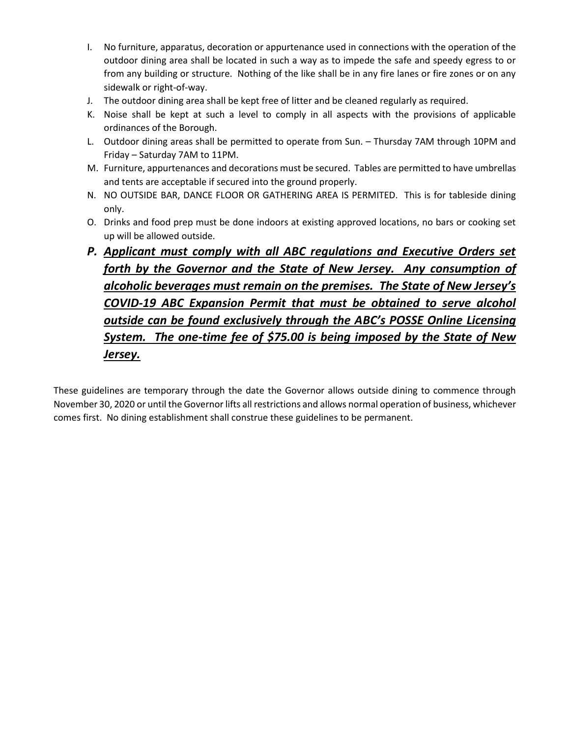I. No furniture, apparatus, decoration or appurtenance used in connections with the operation of the outdoor dining area shall be located in such a way as to impede the safe and speedy egress to or from any building or structure. Nothing of the like shall be in any fire lanes or fire zones or on any sidewalk or right-of-way.

J. The outdoor dining area shall be kept free of litter and be cleaned regularly as required.

K. Noise shall be kept at such a level to comply in all aspects with the provisions of applicable ordinances of the Borough.

L. Outdoor dining areas shall be permitted to operate from Sun. – Thursday 7AM through 10PM and Friday – Saturday 7AM to 11PM.

M. Furniture, appurtenances and decorations must be secured. Tables are permitted to have umbrellas and tents are acceptable if secured into the ground properly.

N. NO OUTSIDE BAR, DANCE FLOOR OR GATHERING AREA IS PERMITED. This is for tableside dining only.

O. Drinks and food prep must be done indoors at existing approved locations, no bars or cooking set up will be allowed outside.

***P. <u>Applicant must comply with all ABC regulations and Executive Orders set forth by the Governor and the State of New Jersey. Any consumption of alcoholic beverages must remain on the premises. The State of New Jersey's COVID-19 ABC Expansion Permit that must be obtained to serve alcohol outside can be found exclusively through the ABC's POSSE Online Licensing System. The one-time fee of $75.00 is being imposed by the State of New Jersey.</u>***

These guidelines are temporary through the date the Governor allows outside dining to commence through November 30, 2020 or until the Governor lifts all restrictions and allows normal operation of business, whichever comes first. No dining establishment shall construe these guidelines to be permanent.